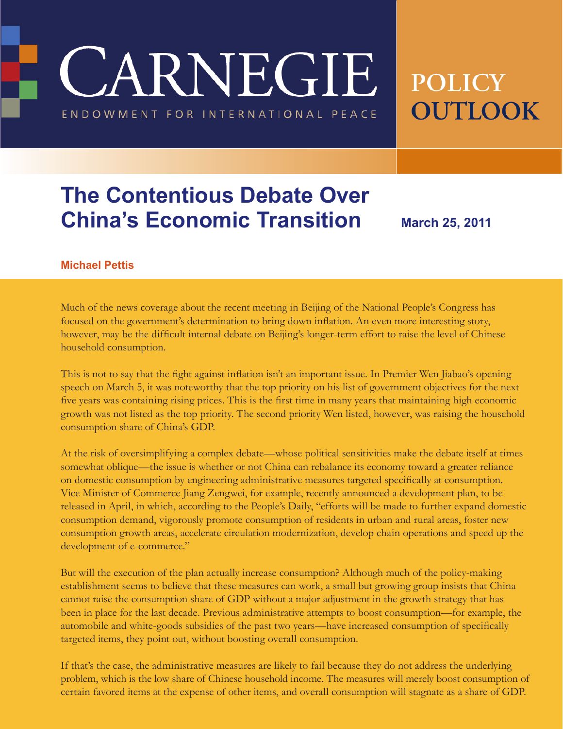CARNEGIE

ENDOWMENT FOR INTERNATIONAL PEACE

POLICY OUTLOOK

# The Contentious Debate Over China's Economic Transition

**March 25, 2011**

**Michael Pettis**

Much of the news coverage about the recent meeting in Beijing of the National People's Congress has focused on the government's determination to bring down inflation. An even more interesting story, however, may be the difficult internal debate on Beijing's longer-term effort to raise the level of Chinese household consumption.

This is not to say that the fight against inflation isn't an important issue. In Premier Wen Jiabao's opening speech on March 5, it was noteworthy that the top priority on his list of government objectives for the next five years was containing rising prices. This is the first time in many years that maintaining high economic growth was not listed as the top priority. The second priority Wen listed, however, was raising the household consumption share of China's GDP.

At the risk of oversimplifying a complex debate—whose political sensitivities make the debate itself at times somewhat oblique—the issue is whether or not China can rebalance its economy toward a greater reliance on domestic consumption by engineering administrative measures targeted specifically at consumption. Vice Minister of Commerce Jiang Zengwei, for example, recently announced a development plan, to be released in April, in which, according to the People's Daily, "efforts will be made to further expand domestic consumption demand, vigorously promote consumption of residents in urban and rural areas, foster new consumption growth areas, accelerate circulation modernization, develop chain operations and speed up the development of e-commerce."

But will the execution of the plan actually increase consumption? Although much of the policy-making establishment seems to believe that these measures can work, a small but growing group insists that China cannot raise the consumption share of GDP without a major adjustment in the growth strategy that has been in place for the last decade. Previous administrative attempts to boost consumption—for example, the automobile and white-goods subsidies of the past two years—have increased consumption of specifically targeted items, they point out, without boosting overall consumption.

If that's the case, the administrative measures are likely to fail because they do not address the underlying problem, which is the low share of Chinese household income. The measures will merely boost consumption of certain favored items at the expense of other items, and overall consumption will stagnate as a share of GDP.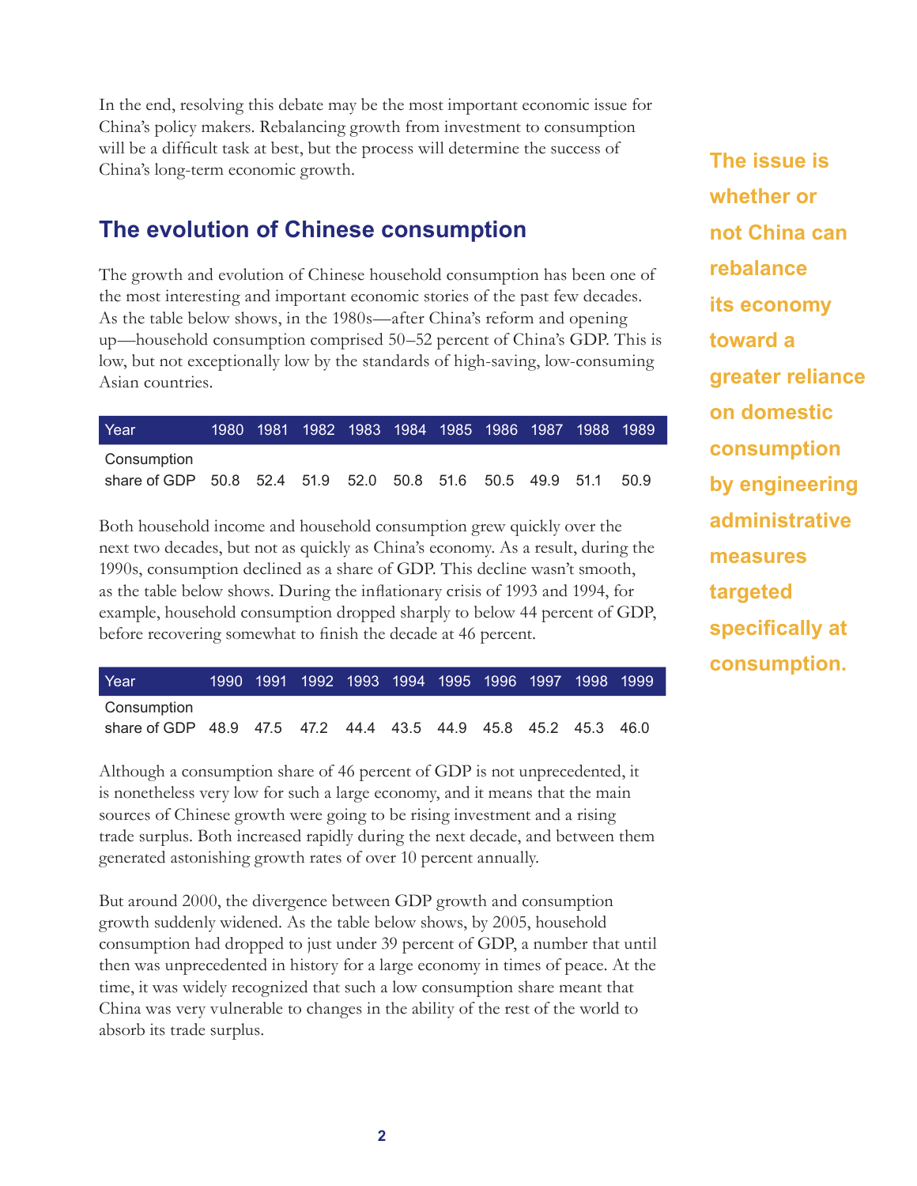In the end, resolving this debate may be the most important economic issue for China's policy makers. Rebalancing growth from investment to consumption will be a difficult task at best, but the process will determine the success of China's long-term economic growth.

**The issue is whether or not China can rebalance its economy toward a greater reliance on domestic consumption by engineering administrative measures targeted specifically at consumption.**

## The evolution of Chinese consumption

The growth and evolution of Chinese household consumption has been one of the most interesting and important economic stories of the past few decades. As the table below shows, in the 1980s—after China's reform and opening up—household consumption comprised 50–52 percent of China's GDP. This is low, but not exceptionally low by the standards of high-saving, low-consuming Asian countries.

| Year | 1980 | 1981 | 1982 | 1983 | 1984 | 1985 | 1986 | 1987 | 1988 | 1989 |
|---|---|---|---|---|---|---|---|---|---|---|
| Consumption share of GDP | 50.8 | 52.4 | 51.9 | 52.0 | 50.8 | 51.6 | 50.5 | 49.9 | 51.1 | 50.9 |

Both household income and household consumption grew quickly over the next two decades, but not as quickly as China's economy. As a result, during the 1990s, consumption declined as a share of GDP. This decline wasn't smooth, as the table below shows. During the inflationary crisis of 1993 and 1994, for example, household consumption dropped sharply to below 44 percent of GDP, before recovering somewhat to finish the decade at 46 percent.

| Year | 1990 | 1991 | 1992 | 1993 | 1994 | 1995 | 1996 | 1997 | 1998 | 1999 |
|---|---|---|---|---|---|---|---|---|---|---|
| Consumption share of GDP | 48.9 | 47.5 | 47.2 | 44.4 | 43.5 | 44.9 | 45.8 | 45.2 | 45.3 | 46.0 |

Although a consumption share of 46 percent of GDP is not unprecedented, it is nonetheless very low for such a large economy, and it means that the main sources of Chinese growth were going to be rising investment and a rising trade surplus. Both increased rapidly during the next decade, and between them generated astonishing growth rates of over 10 percent annually.

But around 2000, the divergence between GDP growth and consumption growth suddenly widened. As the table below shows, by 2005, household consumption had dropped to just under 39 percent of GDP, a number that until then was unprecedented in history for a large economy in times of peace. At the time, it was widely recognized that such a low consumption share meant that China was very vulnerable to changes in the ability of the rest of the world to absorb its trade surplus.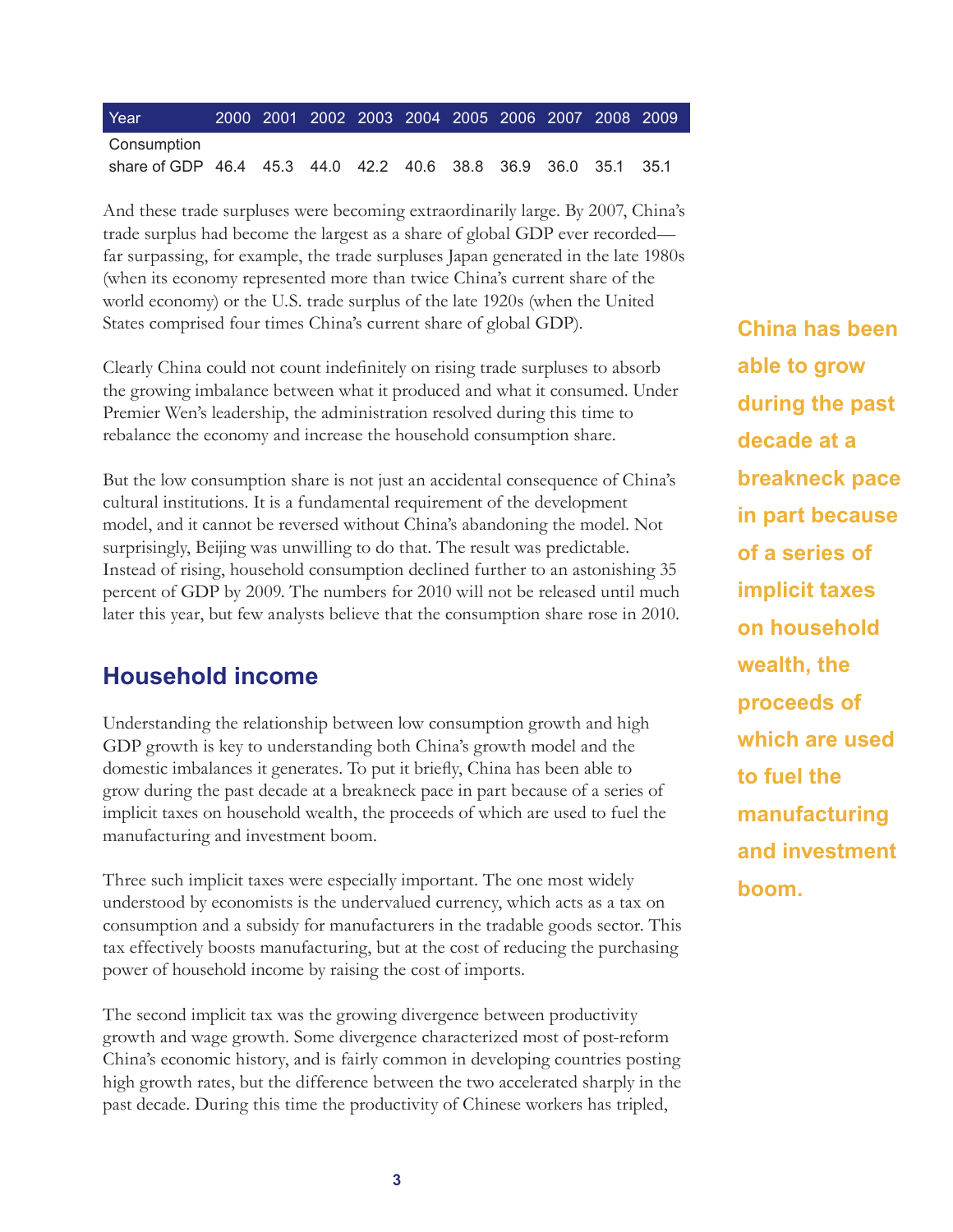| Year | 2000 | 2001 | 2002 | 2003 | 2004 | 2005 | 2006 | 2007 | 2008 | 2009 |
|---|---|---|---|---|---|---|---|---|---|---|
| Consumption share of GDP | 46.4 | 45.3 | 44.0 | 42.2 | 40.6 | 38.8 | 36.9 | 36.0 | 35.1 | 35.1 |

And these trade surpluses were becoming extraordinarily large. By 2007, China's trade surplus had become the largest as a share of global GDP ever recorded—far surpassing, for example, the trade surpluses Japan generated in the late 1980s (when its economy represented more than twice China's current share of the world economy) or the U.S. trade surplus of the late 1920s (when the United States comprised four times China's current share of global GDP).

Clearly China could not count indefinitely on rising trade surpluses to absorb the growing imbalance between what it produced and what it consumed. Under Premier Wen's leadership, the administration resolved during this time to rebalance the economy and increase the household consumption share.

But the low consumption share is not just an accidental consequence of China's cultural institutions. It is a fundamental requirement of the development model, and it cannot be reversed without China's abandoning the model. Not surprisingly, Beijing was unwilling to do that. The result was predictable. Instead of rising, household consumption declined further to an astonishing 35 percent of GDP by 2009. The numbers for 2010 will not be released until much later this year, but few analysts believe that the consumption share rose in 2010.

## Household income

Understanding the relationship between low consumption growth and high GDP growth is key to understanding both China's growth model and the domestic imbalances it generates. To put it briefly, China has been able to grow during the past decade at a breakneck pace in part because of a series of implicit taxes on household wealth, the proceeds of which are used to fuel the manufacturing and investment boom.

**China has been able to grow during the past decade at a breakneck pace in part because of a series of implicit taxes on household wealth, the proceeds of which are used to fuel the manufacturing and investment boom.**

Three such implicit taxes were especially important. The one most widely understood by economists is the undervalued currency, which acts as a tax on consumption and a subsidy for manufacturers in the tradable goods sector. This tax effectively boosts manufacturing, but at the cost of reducing the purchasing power of household income by raising the cost of imports.

The second implicit tax was the growing divergence between productivity growth and wage growth. Some divergence characterized most of post-reform China's economic history, and is fairly common in developing countries posting high growth rates, but the difference between the two accelerated sharply in the past decade. During this time the productivity of Chinese workers has tripled,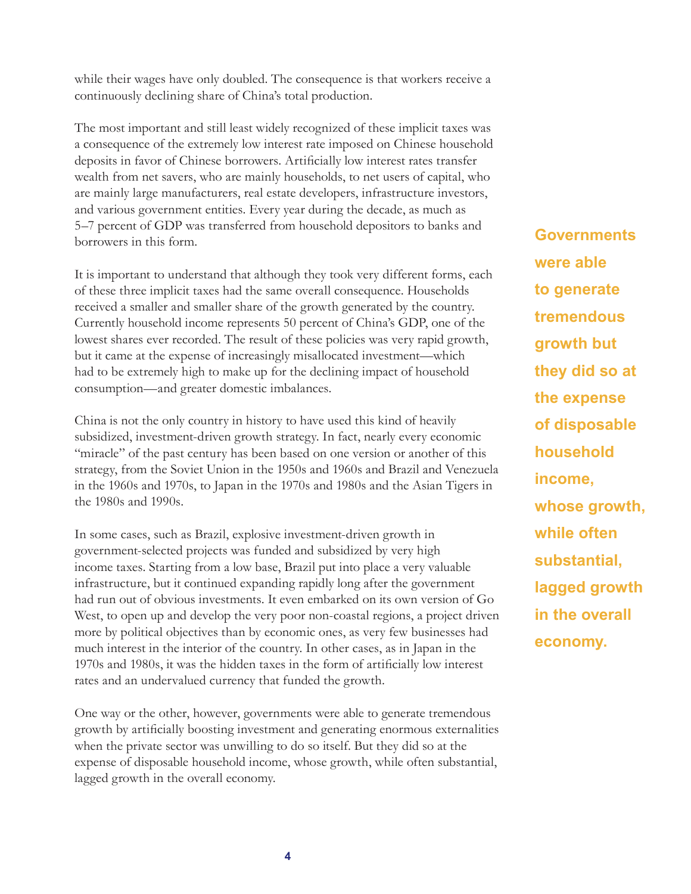while their wages have only doubled. The consequence is that workers receive a continuously declining share of China's total production.

The most important and still least widely recognized of these implicit taxes was a consequence of the extremely low interest rate imposed on Chinese household deposits in favor of Chinese borrowers. Artificially low interest rates transfer wealth from net savers, who are mainly households, to net users of capital, who are mainly large manufacturers, real estate developers, infrastructure investors, and various government entities. Every year during the decade, as much as 5–7 percent of GDP was transferred from household depositors to banks and borrowers in this form.

It is important to understand that although they took very different forms, each of these three implicit taxes had the same overall consequence. Households received a smaller and smaller share of the growth generated by the country. Currently household income represents 50 percent of China's GDP, one of the lowest shares ever recorded. The result of these policies was very rapid growth, but it came at the expense of increasingly misallocated investment—which had to be extremely high to make up for the declining impact of household consumption—and greater domestic imbalances.

China is not the only country in history to have used this kind of heavily subsidized, investment-driven growth strategy. In fact, nearly every economic "miracle" of the past century has been based on one version or another of this strategy, from the Soviet Union in the 1950s and 1960s and Brazil and Venezuela in the 1960s and 1970s, to Japan in the 1970s and 1980s and the Asian Tigers in the 1980s and 1990s.

In some cases, such as Brazil, explosive investment-driven growth in government-selected projects was funded and subsidized by very high income taxes. Starting from a low base, Brazil put into place a very valuable infrastructure, but it continued expanding rapidly long after the government had run out of obvious investments. It even embarked on its own version of Go West, to open up and develop the very poor non-coastal regions, a project driven more by political objectives than by economic ones, as very few businesses had much interest in the interior of the country. In other cases, as in Japan in the 1970s and 1980s, it was the hidden taxes in the form of artificially low interest rates and an undervalued currency that funded the growth.

One way or the other, however, governments were able to generate tremendous growth by artificially boosting investment and generating enormous externalities when the private sector was unwilling to do so itself. But they did so at the expense of disposable household income, whose growth, while often substantial, lagged growth in the overall economy.

**Governments were able to generate tremendous growth but they did so at the expense of disposable household income, whose growth, while often substantial, lagged growth in the overall economy.**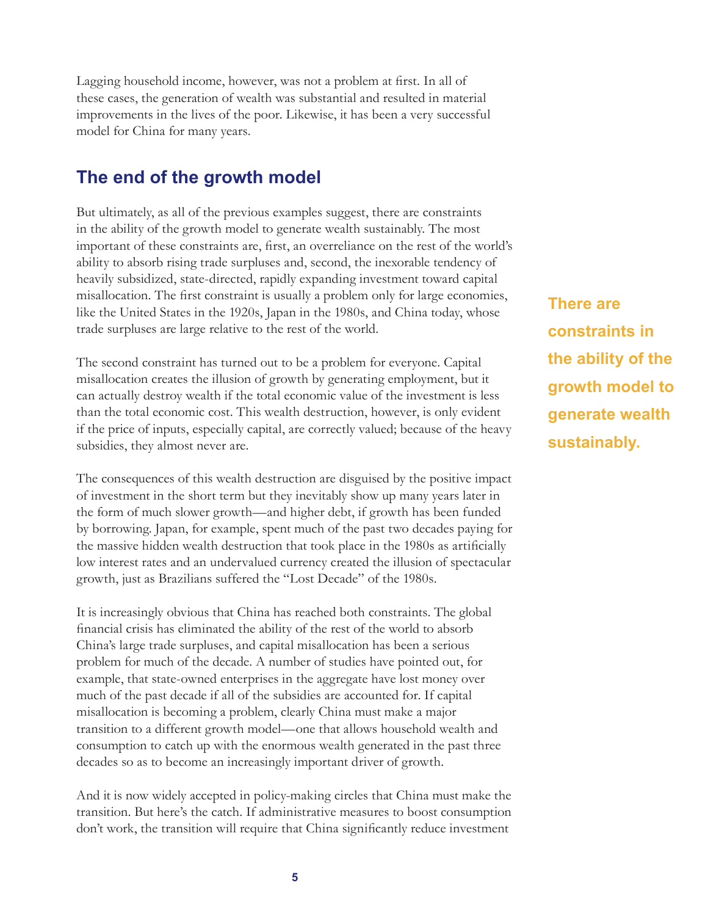Lagging household income, however, was not a problem at first. In all of these cases, the generation of wealth was substantial and resulted in material improvements in the lives of the poor. Likewise, it has been a very successful model for China for many years.

## The end of the growth model

But ultimately, as all of the previous examples suggest, there are constraints in the ability of the growth model to generate wealth sustainably. The most important of these constraints are, first, an overreliance on the rest of the world's ability to absorb rising trade surpluses and, second, the inexorable tendency of heavily subsidized, state-directed, rapidly expanding investment toward capital misallocation. The first constraint is usually a problem only for large economies, like the United States in the 1920s, Japan in the 1980s, and China today, whose trade surpluses are large relative to the rest of the world.

**There are constraints in the ability of the growth model to generate wealth sustainably.**

The second constraint has turned out to be a problem for everyone. Capital misallocation creates the illusion of growth by generating employment, but it can actually destroy wealth if the total economic value of the investment is less than the total economic cost. This wealth destruction, however, is only evident if the price of inputs, especially capital, are correctly valued; because of the heavy subsidies, they almost never are.

The consequences of this wealth destruction are disguised by the positive impact of investment in the short term but they inevitably show up many years later in the form of much slower growth—and higher debt, if growth has been funded by borrowing. Japan, for example, spent much of the past two decades paying for the massive hidden wealth destruction that took place in the 1980s as artificially low interest rates and an undervalued currency created the illusion of spectacular growth, just as Brazilians suffered the "Lost Decade" of the 1980s.

It is increasingly obvious that China has reached both constraints. The global financial crisis has eliminated the ability of the rest of the world to absorb China's large trade surpluses, and capital misallocation has been a serious problem for much of the decade. A number of studies have pointed out, for example, that state-owned enterprises in the aggregate have lost money over much of the past decade if all of the subsidies are accounted for. If capital misallocation is becoming a problem, clearly China must make a major transition to a different growth model—one that allows household wealth and consumption to catch up with the enormous wealth generated in the past three decades so as to become an increasingly important driver of growth.

And it is now widely accepted in policy-making circles that China must make the transition. But here's the catch. If administrative measures to boost consumption don't work, the transition will require that China significantly reduce investment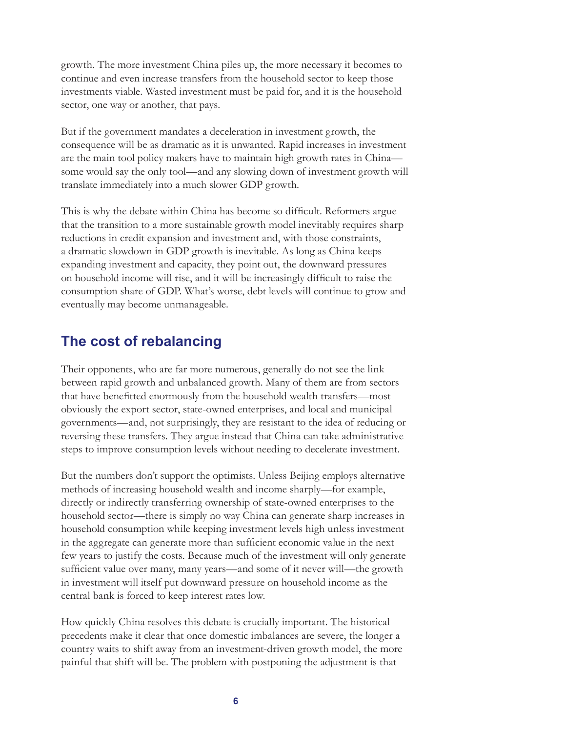growth. The more investment China piles up, the more necessary it becomes to continue and even increase transfers from the household sector to keep those investments viable. Wasted investment must be paid for, and it is the household sector, one way or another, that pays.

But if the government mandates a deceleration in investment growth, the consequence will be as dramatic as it is unwanted. Rapid increases in investment are the main tool policy makers have to maintain high growth rates in China—some would say the only tool—and any slowing down of investment growth will translate immediately into a much slower GDP growth.

This is why the debate within China has become so difficult. Reformers argue that the transition to a more sustainable growth model inevitably requires sharp reductions in credit expansion and investment and, with those constraints, a dramatic slowdown in GDP growth is inevitable. As long as China keeps expanding investment and capacity, they point out, the downward pressures on household income will rise, and it will be increasingly difficult to raise the consumption share of GDP. What's worse, debt levels will continue to grow and eventually may become unmanageable.

## The cost of rebalancing

Their opponents, who are far more numerous, generally do not see the link between rapid growth and unbalanced growth. Many of them are from sectors that have benefitted enormously from the household wealth transfers—most obviously the export sector, state-owned enterprises, and local and municipal governments—and, not surprisingly, they are resistant to the idea of reducing or reversing these transfers. They argue instead that China can take administrative steps to improve consumption levels without needing to decelerate investment.

But the numbers don't support the optimists. Unless Beijing employs alternative methods of increasing household wealth and income sharply—for example, directly or indirectly transferring ownership of state-owned enterprises to the household sector—there is simply no way China can generate sharp increases in household consumption while keeping investment levels high unless investment in the aggregate can generate more than sufficient economic value in the next few years to justify the costs. Because much of the investment will only generate sufficient value over many, many years—and some of it never will—the growth in investment will itself put downward pressure on household income as the central bank is forced to keep interest rates low.

How quickly China resolves this debate is crucially important. The historical precedents make it clear that once domestic imbalances are severe, the longer a country waits to shift away from an investment-driven growth model, the more painful that shift will be. The problem with postponing the adjustment is that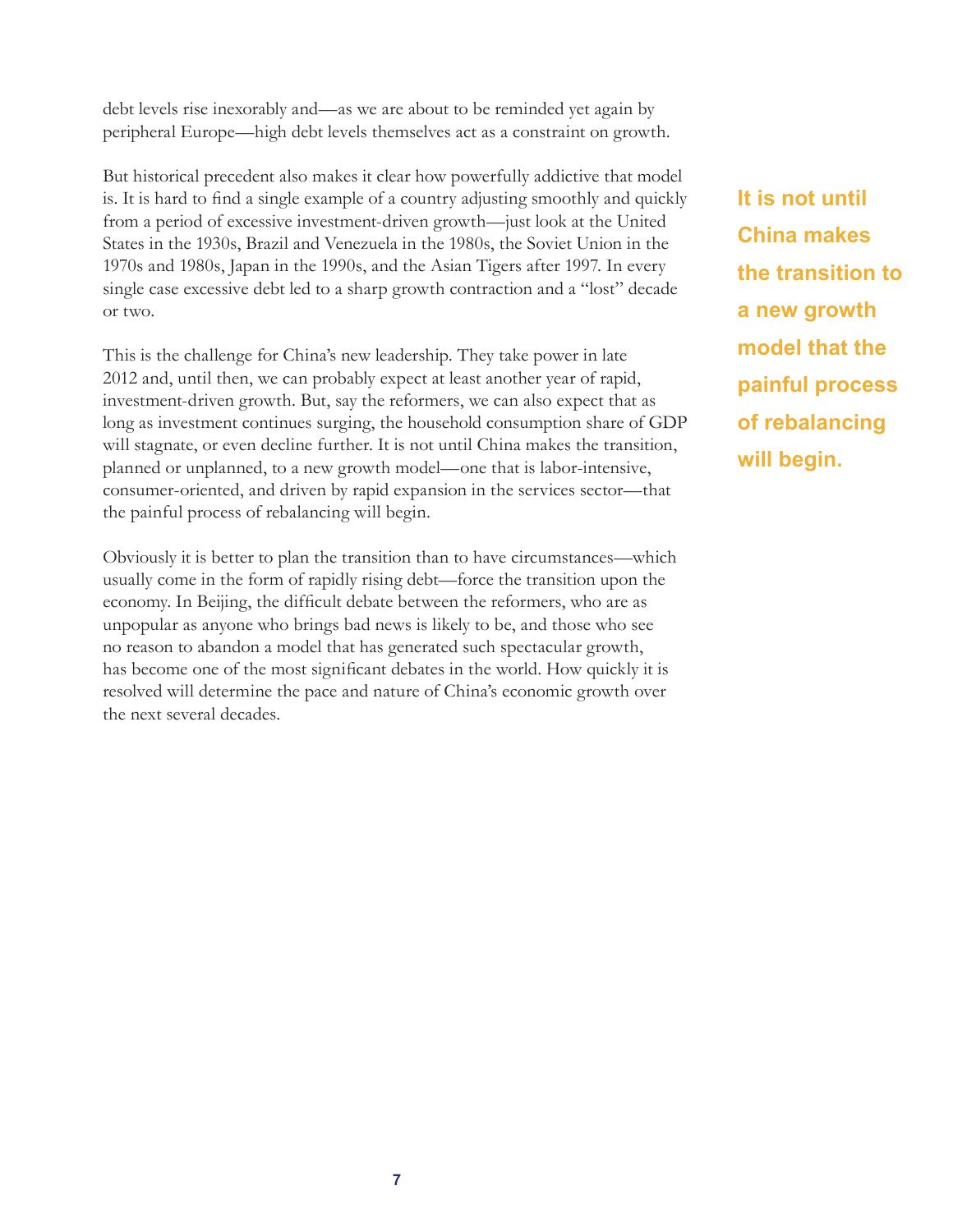debt levels rise inexorably and—as we are about to be reminded yet again by peripheral Europe—high debt levels themselves act as a constraint on growth.

But historical precedent also makes it clear how powerfully addictive that model is. It is hard to find a single example of a country adjusting smoothly and quickly from a period of excessive investment-driven growth—just look at the United States in the 1930s, Brazil and Venezuela in the 1980s, the Soviet Union in the 1970s and 1980s, Japan in the 1990s, and the Asian Tigers after 1997. In every single case excessive debt led to a sharp growth contraction and a "lost" decade or two.

> **It is not until China makes the transition to a new growth model that the painful process of rebalancing will begin.**

This is the challenge for China's new leadership. They take power in late 2012 and, until then, we can probably expect at least another year of rapid, investment-driven growth. But, say the reformers, we can also expect that as long as investment continues surging, the household consumption share of GDP will stagnate, or even decline further. It is not until China makes the transition, planned or unplanned, to a new growth model—one that is labor-intensive, consumer-oriented, and driven by rapid expansion in the services sector—that the painful process of rebalancing will begin.

Obviously it is better to plan the transition than to have circumstances—which usually come in the form of rapidly rising debt—force the transition upon the economy. In Beijing, the difficult debate between the reformers, who are as unpopular as anyone who brings bad news is likely to be, and those who see no reason to abandon a model that has generated such spectacular growth, has become one of the most significant debates in the world. How quickly it is resolved will determine the pace and nature of China's economic growth over the next several decades.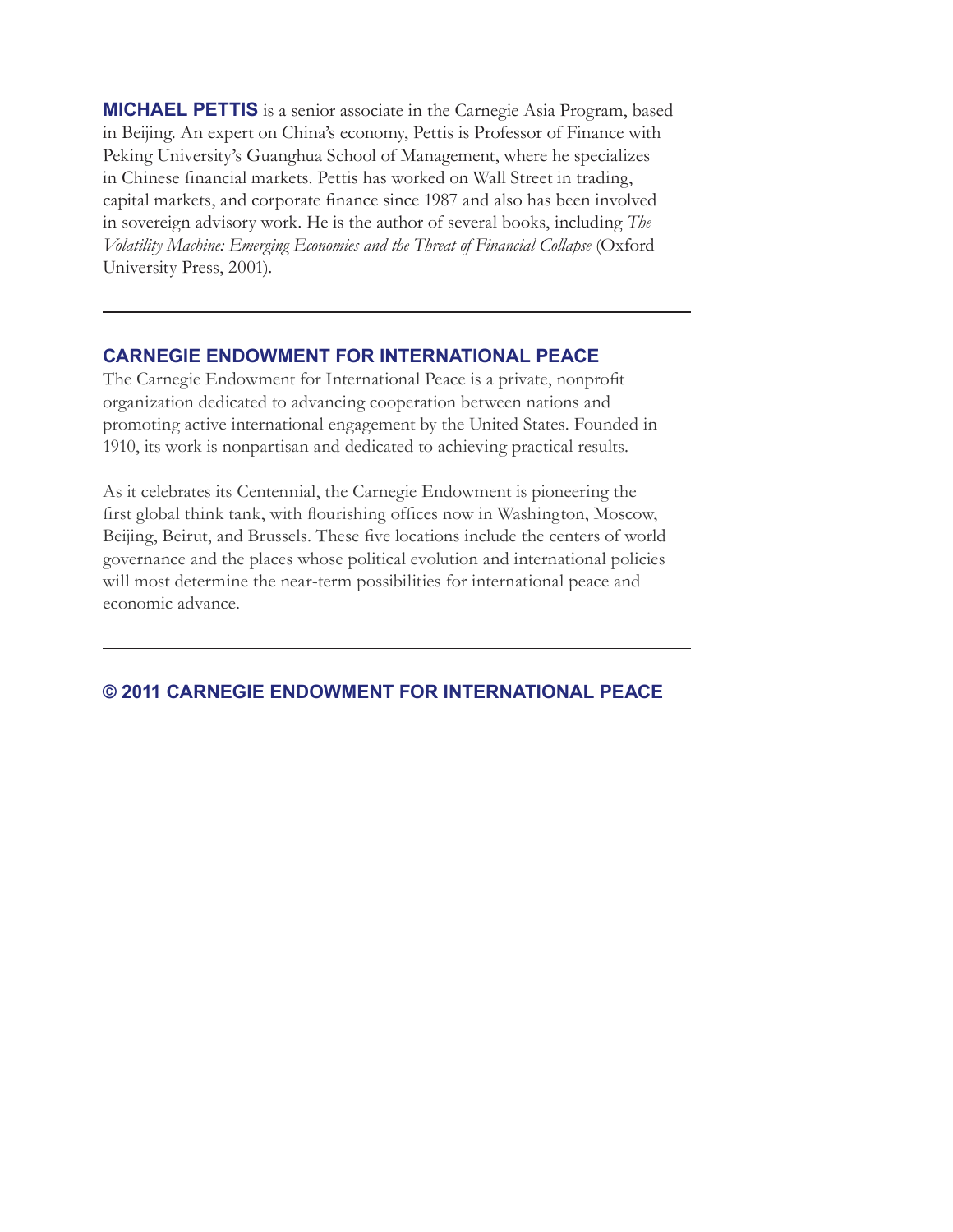**MICHAEL PETTIS** is a senior associate in the Carnegie Asia Program, based in Beijing. An expert on China's economy, Pettis is Professor of Finance with Peking University's Guanghua School of Management, where he specializes in Chinese financial markets. Pettis has worked on Wall Street in trading, capital markets, and corporate finance since 1987 and also has been involved in sovereign advisory work. He is the author of several books, including *The Volatility Machine: Emerging Economies and the Threat of Financial Collapse* (Oxford University Press, 2001).

---

## CARNEGIE ENDOWMENT FOR INTERNATIONAL PEACE

The Carnegie Endowment for International Peace is a private, nonprofit organization dedicated to advancing cooperation between nations and promoting active international engagement by the United States. Founded in 1910, its work is nonpartisan and dedicated to achieving practical results.

As it celebrates its Centennial, the Carnegie Endowment is pioneering the first global think tank, with flourishing offices now in Washington, Moscow, Beijing, Beirut, and Brussels. These five locations include the centers of world governance and the places whose political evolution and international policies will most determine the near-term possibilities for international peace and economic advance.

---

**© 2011 CARNEGIE ENDOWMENT FOR INTERNATIONAL PEACE**